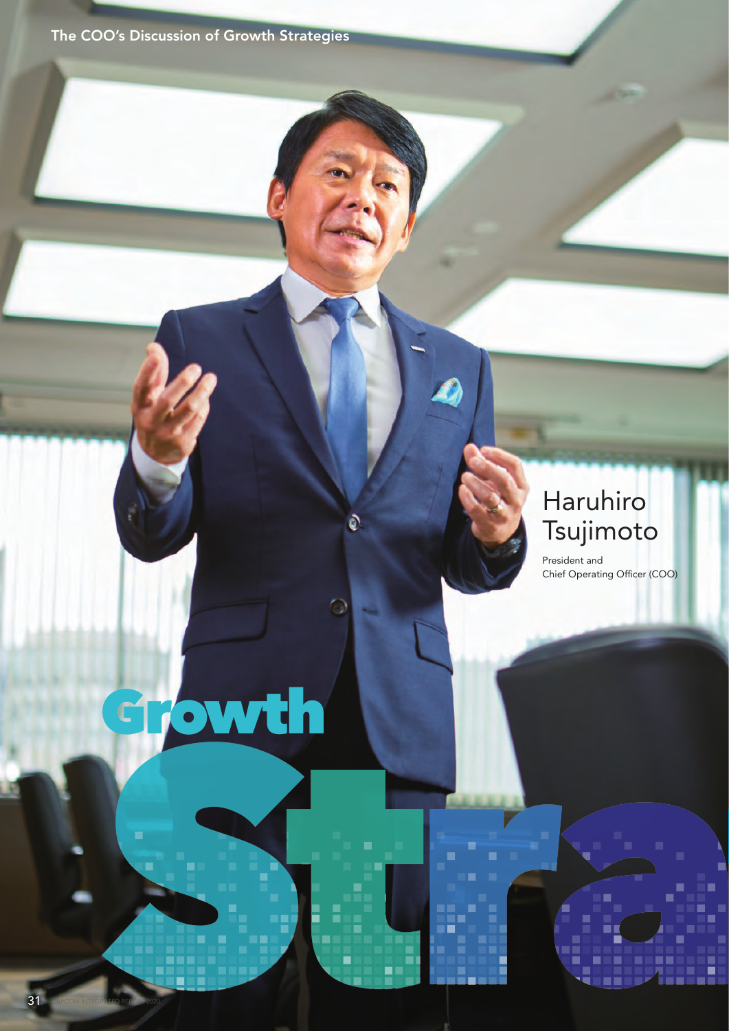# The COO's Discussion of Growth Strategies

Haruhiro Tsujimoto

President and Chief Operating Officer (COO)

Growth Stra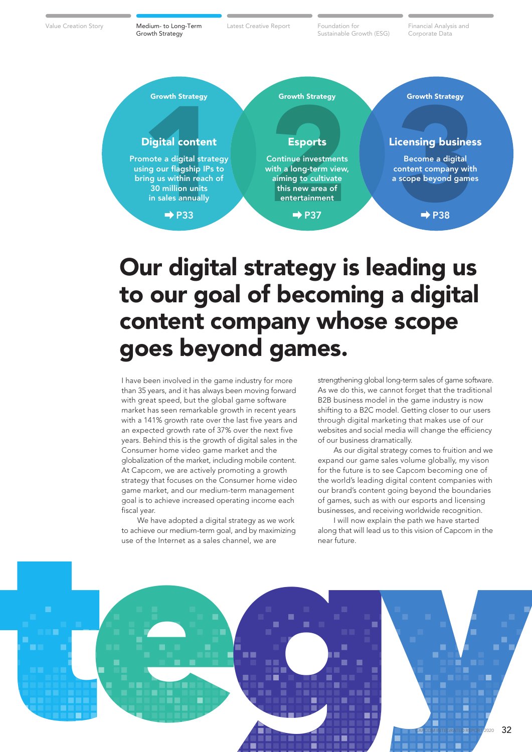Growth Strategy 1

**Digital content**

Promote a digital strategy using our flagship IPs to bring us within reach of 30 million units in sales annually

➡ P33

Growth Strategy 2

**Esports**

Continue investments with a long-term view, aiming to cultivate this new area of entertainment

➡ P37

Growth Strategy 3

**Licensing business**

Become a digital content company with a scope beyond games

➡ P38

# Our digital strategy is leading us to our goal of becoming a digital content company whose scope goes beyond games.

I have been involved in the game industry for more than 35 years, and it has always been moving forward with great speed, but the global game software market has seen remarkable growth in recent years with a 141% growth rate over the last five years and an expected growth rate of 37% over the next five years. Behind this is the growth of digital sales in the Consumer home video game market and the globalization of the market, including mobile content. At Capcom, we are actively promoting a growth strategy that focuses on the Consumer home video game market, and our medium-term management goal is to achieve increased operating income each fiscal year.

We have adopted a digital strategy as we work to achieve our medium-term goal, and by maximizing use of the Internet as a sales channel, we are strengthening global long-term sales of game software. As we do this, we cannot forget that the traditional B2B business model in the game industry is now shifting to a B2C model. Getting closer to our users through digital marketing that makes use of our websites and social media will change the efficiency of our business dramatically.

As our digital strategy comes to fruition and we expand our game sales volume globally, my vison for the future is to see Capcom becoming one of the world's leading digital content companies with our brand's content going beyond the boundaries of games, such as with our esports and licensing businesses, and receiving worldwide recognition.

I will now explain the path we have started along that will lead us to this vision of Capcom in the near future.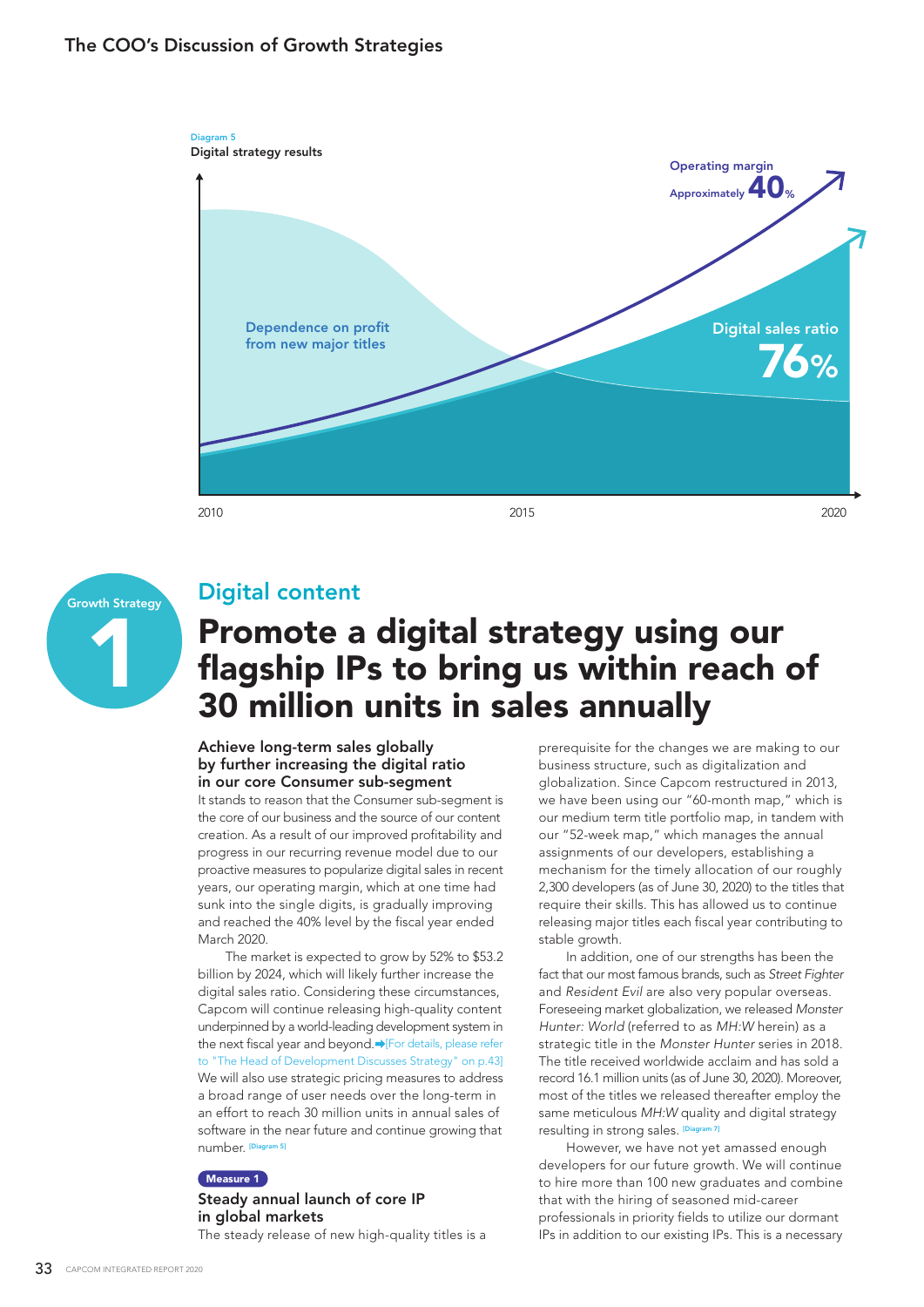Diagram 5
Digital strategy results

Operating margin
Approximately 40%

Dependence on profit from new major titles

Digital sales ratio
76%

2010
2015
2020

Growth Strategy 1

## Digital content

# Promote a digital strategy using our flagship IPs to bring us within reach of 30 million units in sales annually

### Achieve long-term sales globally by further increasing the digital ratio in our core Consumer sub-segment

It stands to reason that the Consumer sub-segment is the core of our business and the source of our content creation. As a result of our improved profitability and progress in our recurring revenue model due to our proactive measures to popularize digital sales in recent years, our operating margin, which at one time had sunk into the single digits, is gradually improving and reached the 40% level by the fiscal year ended March 2020.

The market is expected to grow by 52% to $53.2 billion by 2024, which will likely further increase the digital sales ratio. Considering these circumstances, Capcom will continue releasing high-quality content underpinned by a world-leading development system in the next fiscal year and beyond. ➡[For details, please refer to "The Head of Development Discusses Strategy" on p.43] We will also use strategic pricing measures to address a broad range of user needs over the long-term in an effort to reach 30 million units in annual sales of software in the near future and continue growing that number. [Diagram 5]

**Measure 1**

### Steady annual launch of core IP in global markets

The steady release of new high-quality titles is a prerequisite for the changes we are making to our business structure, such as digitalization and globalization. Since Capcom restructured in 2013, we have been using our "60-month map," which is our medium term title portfolio map, in tandem with our "52-week map," which manages the annual assignments of our developers, establishing a mechanism for the timely allocation of our roughly 2,300 developers (as of June 30, 2020) to the titles that require their skills. This has allowed us to continue releasing major titles each fiscal year contributing to stable growth.

In addition, one of our strengths has been the fact that our most famous brands, such as *Street Fighter* and *Resident Evil* are also very popular overseas. Foreseeing market globalization, we released *Monster Hunter: World* (referred to as *MH:W* herein) as a strategic title in the *Monster Hunter* series in 2018. The title received worldwide acclaim and has sold a record 16.1 million units (as of June 30, 2020). Moreover, most of the titles we released thereafter employ the same meticulous *MH:W* quality and digital strategy resulting in strong sales. [Diagram 7]

However, we have not yet amassed enough developers for our future growth. We will continue to hire more than 100 new graduates and combine that with the hiring of seasoned mid-career professionals in priority fields to utilize our dormant IPs in addition to our existing IPs. This is a necessary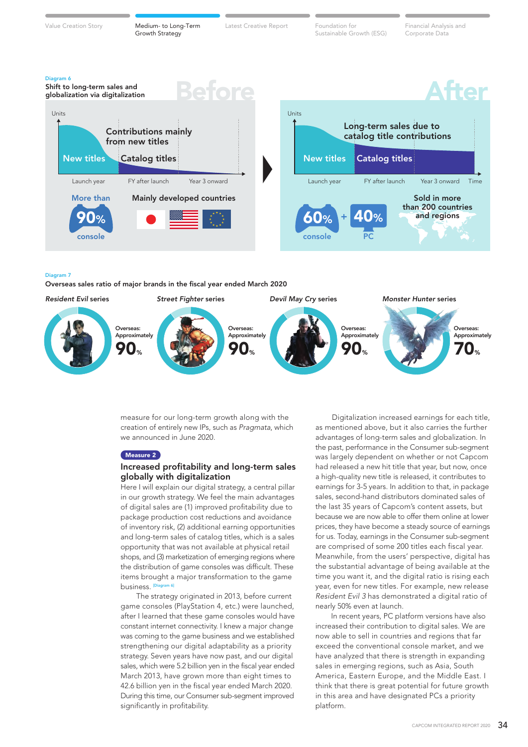Diagram 6

**Shift to long-term sales and globalization via digitalization**

Before

Units

Contributions mainly from new titles

New titles

Catalog titles

Launch year

FY after launch

Year 3 onward

More than 90% console

Mainly developed countries

After

Units

Long-term sales due to catalog title contributions

New titles

Catalog titles

Launch year

FY after launch

Year 3 onward

Time

60% console + 40% PC

Sold in more than 200 countries and regions

Diagram 7

**Overseas sales ratio of major brands in the fiscal year ended March 2020**

*Resident Evil* series
Overseas: Approximately 90%

*Street Fighter* series
Overseas: Approximately 90%

*Devil May Cry* series
Overseas: Approximately 90%

*Monster Hunter* series
Overseas: Approximately 70%

measure for our long-term growth along with the creation of entirely new IPs, such as *Pragmata*, which we announced in June 2020.

**Measure 2**

### Increased profitability and long-term sales globally with digitalization

Here I will explain our digital strategy, a central pillar in our growth strategy. We feel the main advantages of digital sales are (1) improved profitability due to package production cost reductions and avoidance of inventory risk, (2) additional earning opportunities and long-term sales of catalog titles, which is a sales opportunity that was not available at physical retail shops, and (3) marketization of emerging regions where the distribution of game consoles was difficult. These items brought a major transformation to the game business. (Diagram 6)

The strategy originated in 2013, before current game consoles (PlayStation 4, etc.) were launched, after I learned that these game consoles would have constant internet connectivity. I knew a major change was coming to the game business and we established strengthening our digital adaptability as a priority strategy. Seven years have now past, and our digital sales, which were 5.2 billion yen in the fiscal year ended March 2013, have grown more than eight times to 42.6 billion yen in the fiscal year ended March 2020. During this time, our Consumer sub-segment improved significantly in profitability.

Digitalization increased earnings for each title, as mentioned above, but it also carries the further advantages of long-term sales and globalization. In the past, performance in the Consumer sub-segment was largely dependent on whether or not Capcom had released a new hit title that year, but now, once a high-quality new title is released, it contributes to earnings for 3-5 years. In addition to that, in package sales, second-hand distributors dominated sales of the last 35 years of Capcom's content assets, but because we are now able to offer them online at lower prices, they have become a steady source of earnings for us. Today, earnings in the Consumer sub-segment are comprised of some 200 titles each fiscal year. Meanwhile, from the users' perspective, digital has the substantial advantage of being available at the time you want it, and the digital ratio is rising each year, even for new titles. For example, new release *Resident Evil 3* has demonstrated a digital ratio of nearly 50% even at launch.

In recent years, PC platform versions have also increased their contribution to digital sales. We are now able to sell in countries and regions that far exceed the conventional console market, and we have analyzed that there is strength in expanding sales in emerging regions, such as Asia, South America, Eastern Europe, and the Middle East. I think that there is great potential for future growth in this area and have designated PCs a priority platform.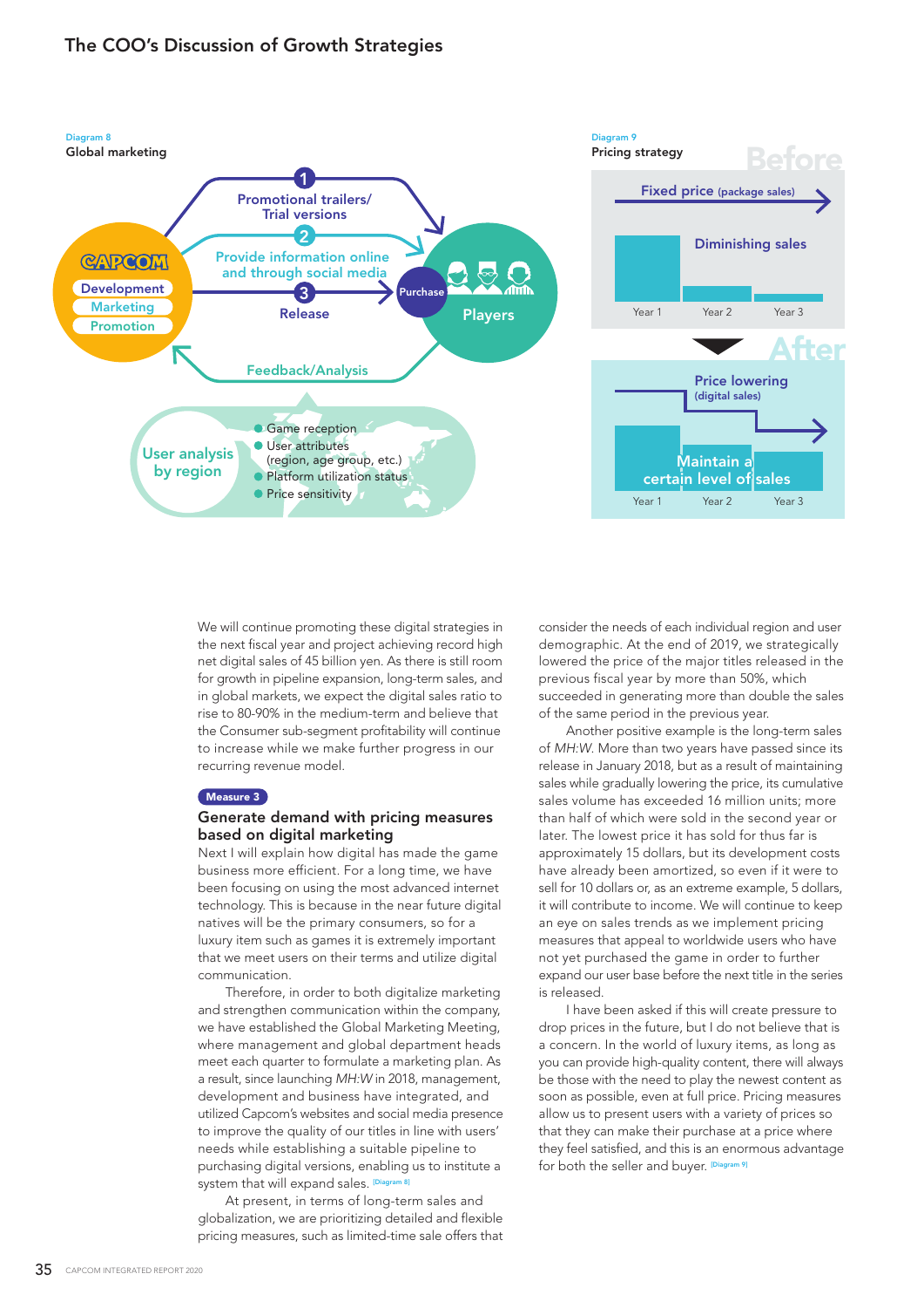## The COO's Discussion of Growth Strategies

Diagram 8
Global marketing

CAPCOM
Development
Marketing
Promotion

1 Promotional trailers/ Trial versions
2 Provide information online and through social media
3 Release

Purchase
Players

Feedback/Analysis

User analysis by region
- Game reception
- User attributes (region, age group, etc.)
- Platform utilization status
- Price sensitivity

Diagram 9
Pricing strategy

Before
Fixed price (package sales)
Diminishing sales
Year 1
Year 2
Year 3

After
Price lowering (digital sales)
Maintain a certain level of sales
Year 1
Year 2
Year 3

We will continue promoting these digital strategies in the next fiscal year and project achieving record high net digital sales of 45 billion yen. As there is still room for growth in pipeline expansion, long-term sales, and in global markets, we expect the digital sales ratio to rise to 80-90% in the medium-term and believe that the Consumer sub-segment profitability will continue to increase while we make further progress in our recurring revenue model.

**Measure 3**

### Generate demand with pricing measures based on digital marketing

Next I will explain how digital has made the game business more efficient. For a long time, we have been focusing on using the most advanced internet technology. This is because in the near future digital natives will be the primary consumers, so for a luxury item such as games it is extremely important that we meet users on their terms and utilize digital communication.

Therefore, in order to both digitalize marketing and strengthen communication within the company, we have established the Global Marketing Meeting, where management and global department heads meet each quarter to formulate a marketing plan. As a result, since launching *MH:W* in 2018, management, development and business have integrated, and utilized Capcom's websites and social media presence to improve the quality of our titles in line with users' needs while establishing a suitable pipeline to purchasing digital versions, enabling us to institute a system that will expand sales. [Diagram 8]

At present, in terms of long-term sales and globalization, we are prioritizing detailed and flexible pricing measures, such as limited-time sale offers that consider the needs of each individual region and user demographic. At the end of 2019, we strategically lowered the price of the major titles released in the previous fiscal year by more than 50%, which succeeded in generating more than double the sales of the same period in the previous year.

Another positive example is the long-term sales of *MH:W*. More than two years have passed since its release in January 2018, but as a result of maintaining sales while gradually lowering the price, its cumulative sales volume has exceeded 16 million units; more than half of which were sold in the second year or later. The lowest price it has sold for thus far is approximately 15 dollars, but its development costs have already been amortized, so even if it were to sell for 10 dollars or, as an extreme example, 5 dollars, it will contribute to income. We will continue to keep an eye on sales trends as we implement pricing measures that appeal to worldwide users who have not yet purchased the game in order to further expand our user base before the next title in the series is released.

I have been asked if this will create pressure to drop prices in the future, but I do not believe that is a concern. In the world of luxury items, as long as you can provide high-quality content, there will always be those with the need to play the newest content as soon as possible, even at full price. Pricing measures allow us to present users with a variety of prices so that they can make their purchase at a price where they feel satisfied, and this is an enormous advantage for both the seller and buyer. [Diagram 9]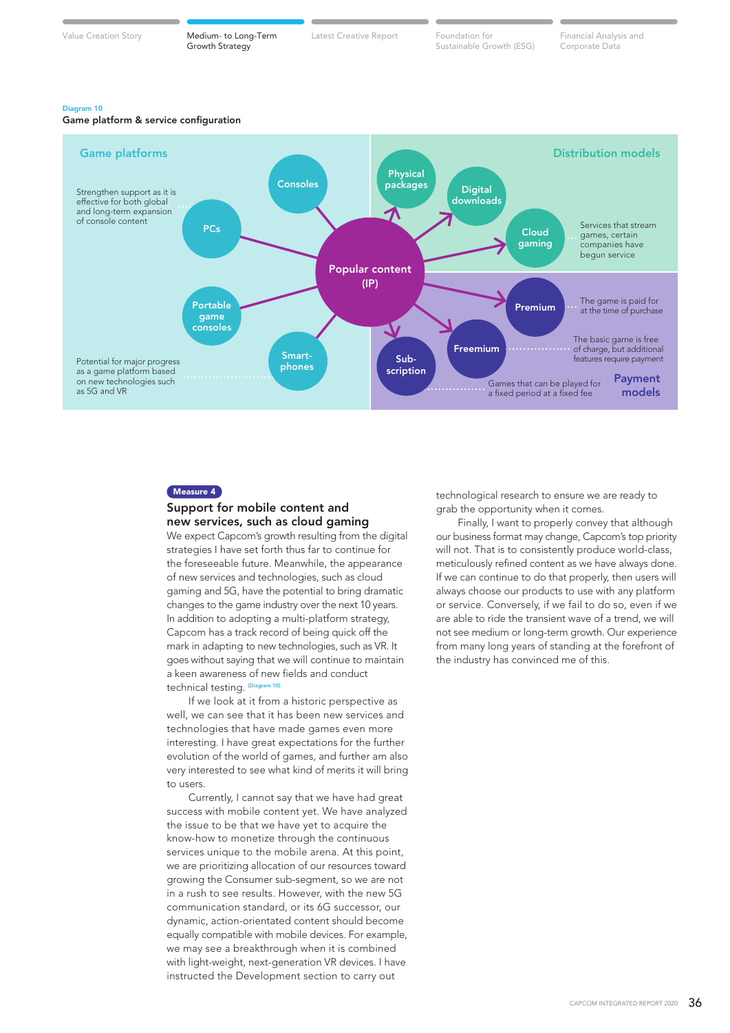Diagram 10

**Game platform & service configuration**

Game platforms

Consoles

PCs

Portable game consoles

Smart-phones

Strengthen support as it is effective for both global and long-term expansion of console content

Potential for major progress as a game platform based on new technologies such as 5G and VR

Popular content (IP)

Distribution models

Physical packages

Digital downloads

Cloud gaming

Services that stream games, certain companies have begun service

Payment models

Premium

The game is paid for at the time of purchase

Freemium

The basic game is free of charge, but additional features require payment

Sub-scription

Games that can be played for a fixed period at a fixed fee

Measure 4

## Support for mobile content and new services, such as cloud gaming

We expect Capcom's growth resulting from the digital strategies I have set forth thus far to continue for the foreseeable future. Meanwhile, the appearance of new services and technologies, such as cloud gaming and 5G, have the potential to bring dramatic changes to the game industry over the next 10 years. In addition to adopting a multi-platform strategy, Capcom has a track record of being quick off the mark in adapting to new technologies, such as VR. It goes without saying that we will continue to maintain a keen awareness of new fields and conduct technical testing. [Diagram 10]

If we look at it from a historic perspective as well, we can see that it has been new services and technologies that have made games even more interesting. I have great expectations for the further evolution of the world of games, and further am also very interested to see what kind of merits it will bring to users.

Currently, I cannot say that we have had great success with mobile content yet. We have analyzed the issue to be that we have yet to acquire the know-how to monetize through the continuous services unique to the mobile arena. At this point, we are prioritizing allocation of our resources toward growing the Consumer sub-segment, so we are not in a rush to see results. However, with the new 5G communication standard, or its 6G successor, our dynamic, action-orientated content should become equally compatible with mobile devices. For example, we may see a breakthrough when it is combined with light-weight, next-generation VR devices. I have instructed the Development section to carry out technological research to ensure we are ready to grab the opportunity when it comes.

Finally, I want to properly convey that although our business format may change, Capcom's top priority will not. That is to consistently produce world-class, meticulously refined content as we have always done. If we can continue to do that properly, then users will always choose our products to use with any platform or service. Conversely, if we fail to do so, even if we are able to ride the transient wave of a trend, we will not see medium or long-term growth. Our experience from many long years of standing at the forefront of the industry has convinced me of this.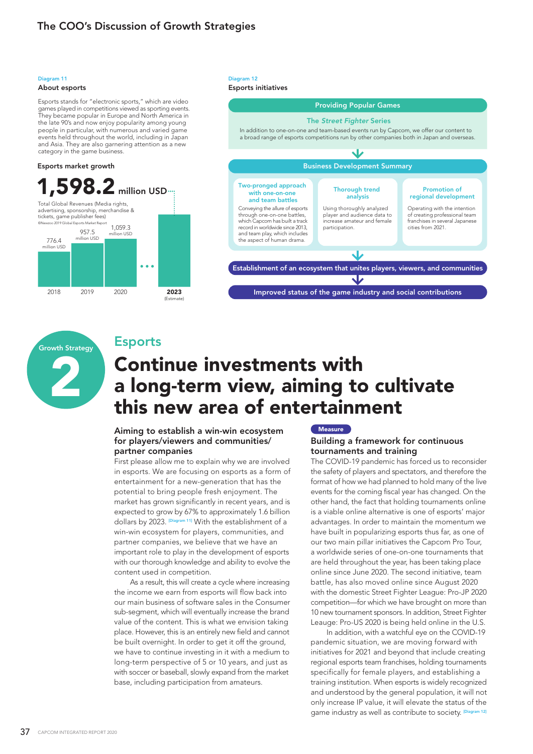## Diagram 11

### About esports

Esports stands for "electronic sports," which are video games played in competitions viewed as sporting events. They became popular in Europe and North America in the late 90's and now enjoy popularity among young people in particular, with numerous and varied game events held throughout the world, including in Japan and Asia. They are also garnering attention as a new category in the game business.

### Esports market growth

**1,598.2** million USD

Total Global Revenues (Media rights, advertising, sponsorship, merchandise & tickets, game publisher fees)

©Newzoo 2019 Global Esports Market Report

776.4 million USD
957.5 million USD
1,059.3 million USD

2018
2019
2020
2023 (Estimate)

## Diagram 12

### Esports initiatives

**Providing Popular Games**

The *Street Fighter* Series

In addition to one-on-one and team-based events run by Capcom, we offer our content to a broad range of esports competitions run by other companies both in Japan and overseas.

**Business Development Summary**

**Two-pronged approach with one-on-one and team battles**
Conveying the allure of esports through one-on-one battles, which Capcom has built a track record in worldwide since 2013, and team play, which includes the aspect of human drama.

**Thorough trend analysis**
Using thoroughly analyzed player and audience data to increase amateur and female participation.

**Promotion of regional development**
Operating with the intention of creating professional team franchises in several Japanese cities from 2021.

**Establishment of an ecosystem that unites players, viewers, and communities**

**Improved status of the game industry and social contributions**

Growth Strategy 2

## Esports

# Continue investments with a long-term view, aiming to cultivate this new area of entertainment

### Aiming to establish a win-win ecosystem for players/viewers and communities/ partner companies

First please allow me to explain why we are involved in esports. We are focusing on esports as a form of entertainment for a new-generation that has the potential to bring people fresh enjoyment. The market has grown significantly in recent years, and is expected to grow by 67% to approximately 1.6 billion dollars by 2023. [Diagram 11] With the establishment of a win-win ecosystem for players, communities, and partner companies, we believe that we have an important role to play in the development of esports with our thorough knowledge and ability to evolve the content used in competition.

As a result, this will create a cycle where increasing the income we earn from esports will flow back into our main business of software sales in the Consumer sub-segment, which will eventually increase the brand value of the content. This is what we envision taking place. However, this is an entirely new field and cannot be built overnight. In order to get it off the ground, we have to continue investing in it with a medium to long-term perspective of 5 or 10 years, and just as with soccer or baseball, slowly expand from the market base, including participation from amateurs.

Measure

### Building a framework for continuous tournaments and training

The COVID-19 pandemic has forced us to reconsider the safety of players and spectators, and therefore the format of how we had planned to hold many of the live events for the coming fiscal year has changed. On the other hand, the fact that holding tournaments online is a viable online alternative is one of esports' major advantages. In order to maintain the momentum we have built in popularizing esports thus far, as one of our two main pillar initiatives the Capcom Pro Tour, a worldwide series of one-on-one tournaments that are held throughout the year, has been taking place online since June 2020. The second initiative, team battle, has also moved online since August 2020 with the domestic Street Fighter League: Pro-JP 2020 competition—for which we have brought on more than 10 new tournament sponsors. In addition, Street Fighter League: Pro-US 2020 is being held online in the U.S.

In addition, with a watchful eye on the COVID-19 pandemic situation, we are moving forward with initiatives for 2021 and beyond that include creating regional esports team franchises, holding tournaments specifically for female players, and establishing a training institution. When esports is widely recognized and understood by the general population, it will not only increase IP value, it will elevate the status of the game industry as well as contribute to society. [Diagram 12]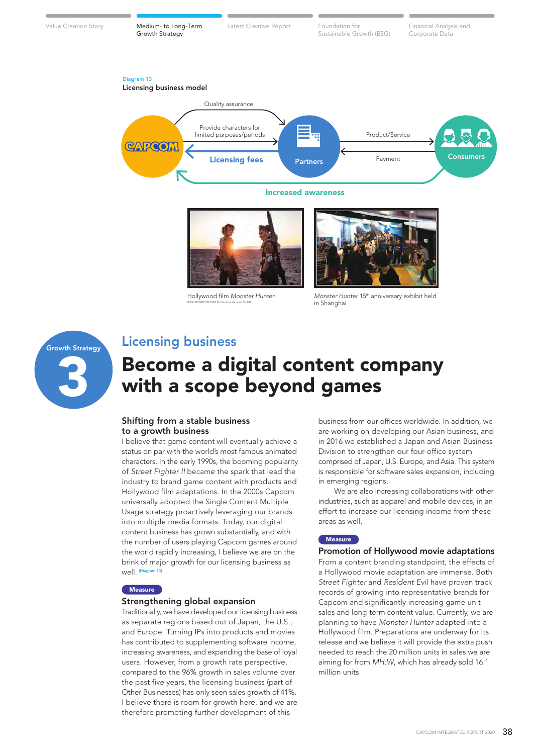Diagram 13

**Licensing business model**

Quality assurance

Provide characters for limited purposes/periods

CAPCOM

Licensing fees

Partners

Product/Service

Payment

Consumers

Increased awareness

Hollywood film *Monster Hunter*

© CONSTANTIN FILM Production Services GmbH

*Monster Hunter* 15th anniversary exhibit held in Shanghai

Growth Strategy 3

## Licensing business

# Become a digital content company with a scope beyond games

### Shifting from a stable business to a growth business

I believe that game content will eventually achieve a status on par with the world's most famous animated characters. In the early 1990s, the booming popularity of *Street Fighter II* became the spark that lead the industry to brand game content with products and Hollywood film adaptations. In the 2000s Capcom universally adopted the Single Content Multiple Usage strategy proactively leveraging our brands into multiple media formats. Today, our digital content business has grown substantially, and with the number of users playing Capcom games around the world rapidly increasing, I believe we are on the brink of major growth for our licensing business as well. [Diagram 13]

**Measure**

### Strengthening global expansion

Traditionally, we have developed our licensing business as separate regions based out of Japan, the U.S., and Europe. Turning IPs into products and movies has contributed to supplementing software income, increasing awareness, and expanding the base of loyal users. However, from a growth rate perspective, compared to the 96% growth in sales volume over the past five years, the licensing business (part of Other Businesses) has only seen sales growth of 41%. I believe there is room for growth here, and we are therefore promoting further development of this business from our offices worldwide. In addition, we are working on developing our Asian business, and in 2016 we established a Japan and Asian Business Division to strengthen our four-office system comprised of Japan, U.S. Europe, and Asia. This system is responsible for software sales expansion, including in emerging regions.

We are also increasing collaborations with other industries, such as apparel and mobile devices, in an effort to increase our licensing income from these areas as well.

**Measure**

### Promotion of Hollywood movie adaptations

From a content branding standpoint, the effects of a Hollywood movie adaptation are immense. Both *Street Fighter* and *Resident Evil* have proven track records of growing into representative brands for Capcom and significantly increasing game unit sales and long-term content value. Currently, we are planning to have *Monster Hunter* adapted into a Hollywood film. Preparations are underway for its release and we believe it will provide the extra push needed to reach the 20 million units in sales we are aiming for from *MH:W*, which has already sold 16.1 million units.